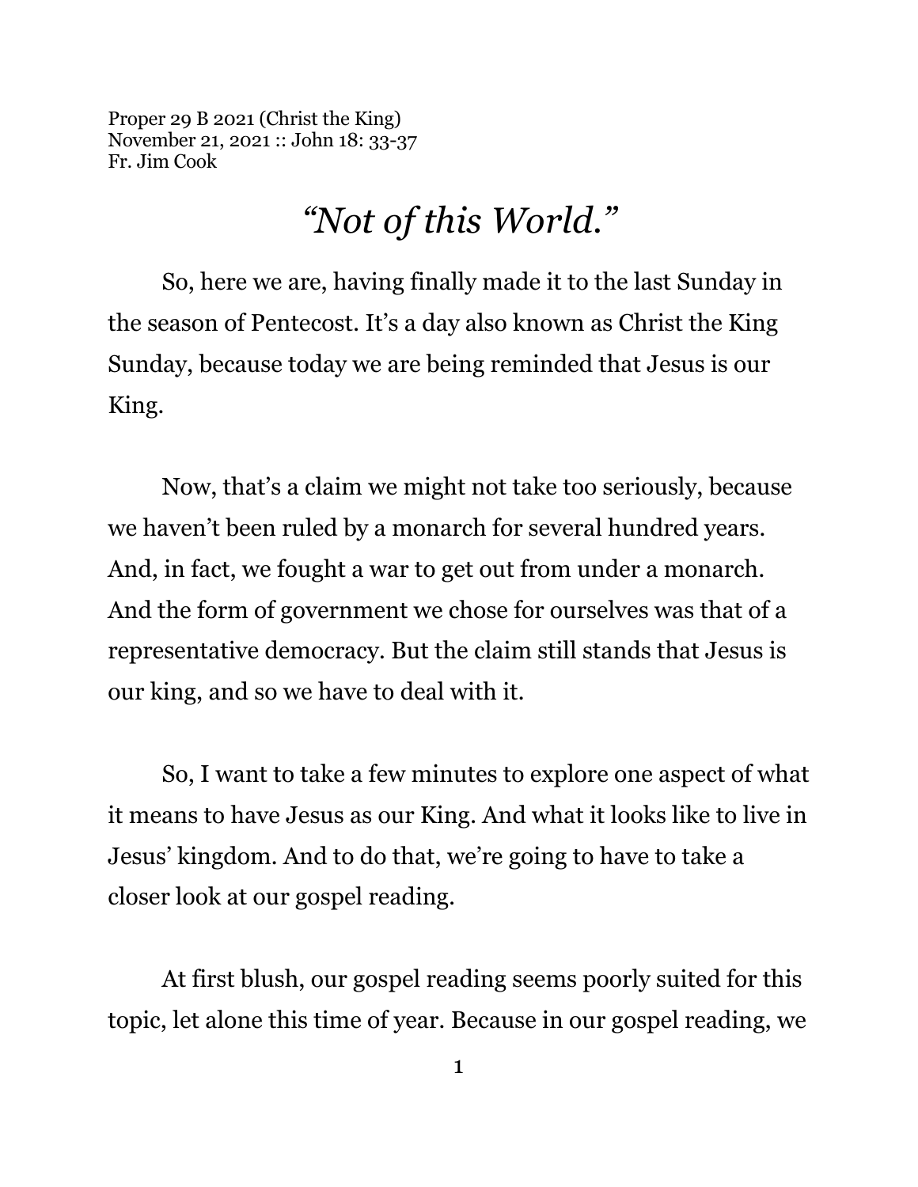Proper 29 B 2021 (Christ the King)
November 21, 2021 :: John 18: 33-37
Fr. Jim Cook

# *"Not of this World."*

So, here we are, having finally made it to the last Sunday in the season of Pentecost. It's a day also known as Christ the King Sunday, because today we are being reminded that Jesus is our King.

Now, that's a claim we might not take too seriously, because we haven't been ruled by a monarch for several hundred years. And, in fact, we fought a war to get out from under a monarch. And the form of government we chose for ourselves was that of a representative democracy. But the claim still stands that Jesus is our king, and so we have to deal with it.

So, I want to take a few minutes to explore one aspect of what it means to have Jesus as our King. And what it looks like to live in Jesus' kingdom. And to do that, we're going to have to take a closer look at our gospel reading.

At first blush, our gospel reading seems poorly suited for this topic, let alone this time of year. Because in our gospel reading, we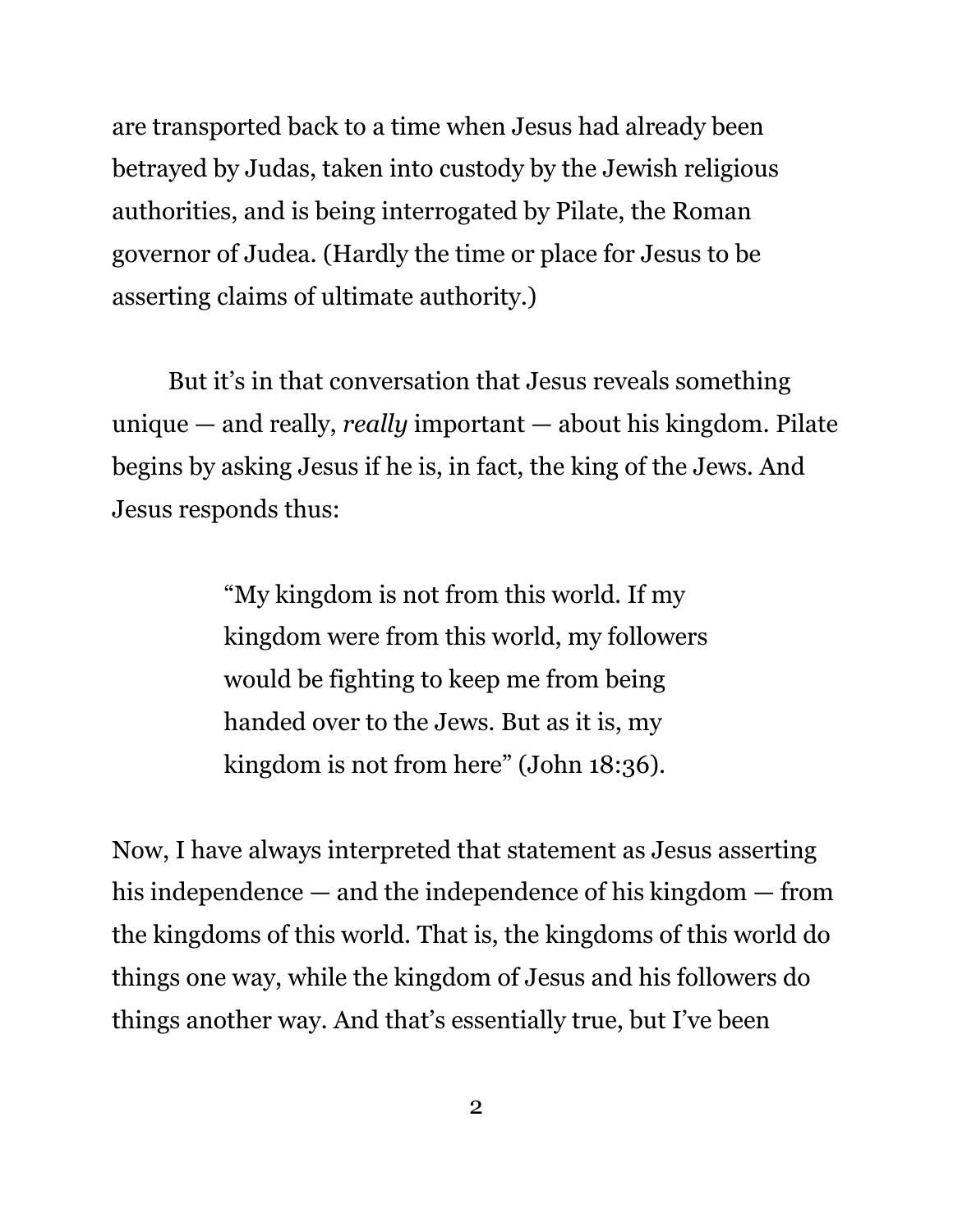are transported back to a time when Jesus had already been betrayed by Judas, taken into custody by the Jewish religious authorities, and is being interrogated by Pilate, the Roman governor of Judea. (Hardly the time or place for Jesus to be asserting claims of ultimate authority.)

But it's in that conversation that Jesus reveals something unique — and really, *really* important — about his kingdom. Pilate begins by asking Jesus if he is, in fact, the king of the Jews. And Jesus responds thus:

> "My kingdom is not from this world. If my kingdom were from this world, my followers would be fighting to keep me from being handed over to the Jews. But as it is, my kingdom is not from here" (John 18:36).

Now, I have always interpreted that statement as Jesus asserting his independence — and the independence of his kingdom — from the kingdoms of this world. That is, the kingdoms of this world do things one way, while the kingdom of Jesus and his followers do things another way. And that's essentially true, but I've been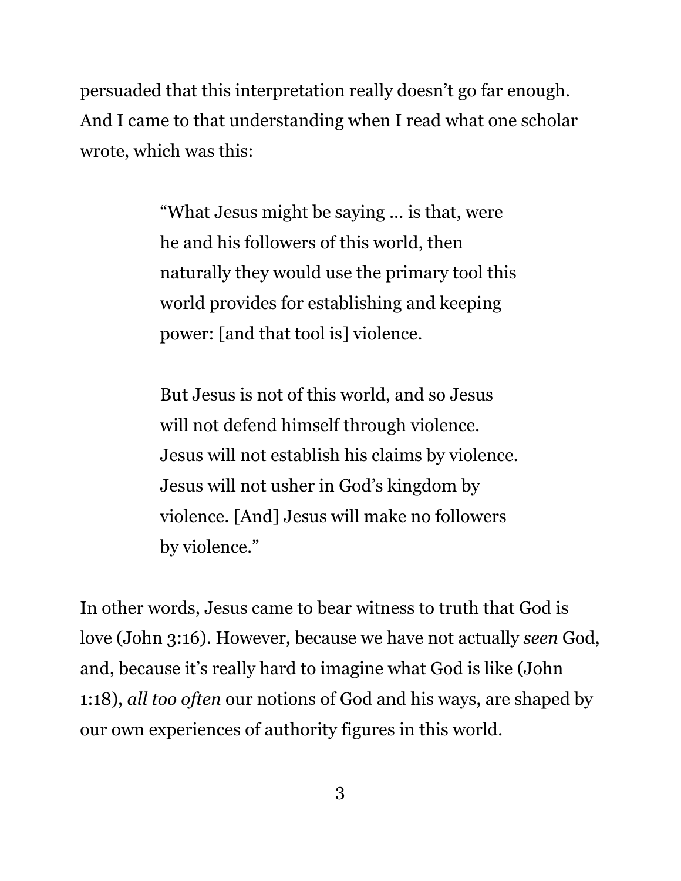persuaded that this interpretation really doesn't go far enough. And I came to that understanding when I read what one scholar wrote, which was this:

> "What Jesus might be saying ... is that, were he and his followers of this world, then naturally they would use the primary tool this world provides for establishing and keeping power: [and that tool is] violence.
>
> But Jesus is not of this world, and so Jesus will not defend himself through violence. Jesus will not establish his claims by violence. Jesus will not usher in God's kingdom by violence. [And] Jesus will make no followers by violence."

In other words, Jesus came to bear witness to truth that God is love (John 3:16). However, because we have not actually *seen* God, and, because it's really hard to imagine what God is like (John 1:18), *all too often* our notions of God and his ways, are shaped by our own experiences of authority figures in this world.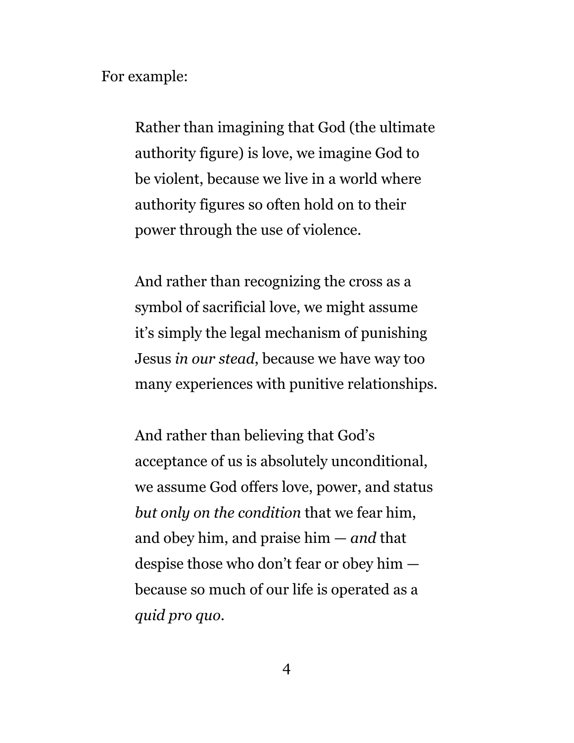For example:

> Rather than imagining that God (the ultimate authority figure) is love, we imagine God to be violent, because we live in a world where authority figures so often hold on to their power through the use of violence.
>
> And rather than recognizing the cross as a symbol of sacrificial love, we might assume it's simply the legal mechanism of punishing Jesus *in our stead*, because we have way too many experiences with punitive relationships.
>
> And rather than believing that God's acceptance of us is absolutely unconditional, we assume God offers love, power, and status *but only on the condition* that we fear him, and obey him, and praise him — *and* that despise those who don't fear or obey him — because so much of our life is operated as a *quid pro quo*.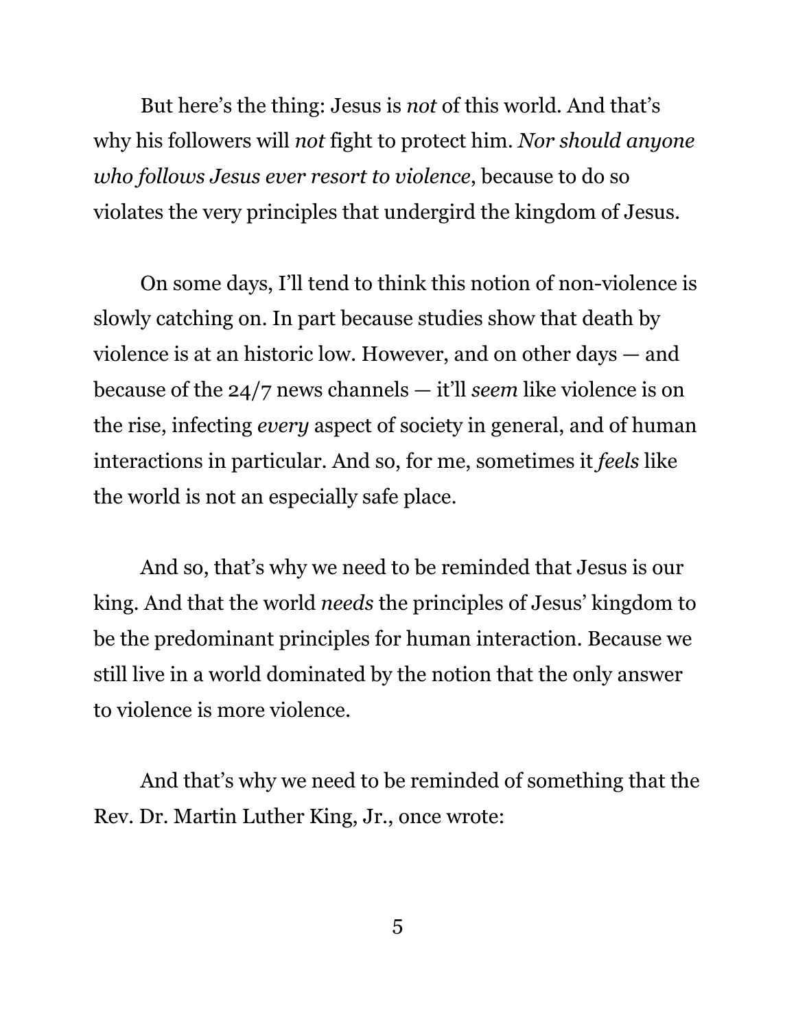But here's the thing: Jesus is *not* of this world. And that's why his followers will *not* fight to protect him. *Nor should anyone who follows Jesus ever resort to violence*, because to do so violates the very principles that undergird the kingdom of Jesus.

On some days, I'll tend to think this notion of non-violence is slowly catching on. In part because studies show that death by violence is at an historic low. However, and on other days — and because of the 24/7 news channels — it'll *seem* like violence is on the rise, infecting *every* aspect of society in general, and of human interactions in particular. And so, for me, sometimes it *feels* like the world is not an especially safe place.

And so, that's why we need to be reminded that Jesus is our king. And that the world *needs* the principles of Jesus' kingdom to be the predominant principles for human interaction. Because we still live in a world dominated by the notion that the only answer to violence is more violence.

And that's why we need to be reminded of something that the Rev. Dr. Martin Luther King, Jr., once wrote: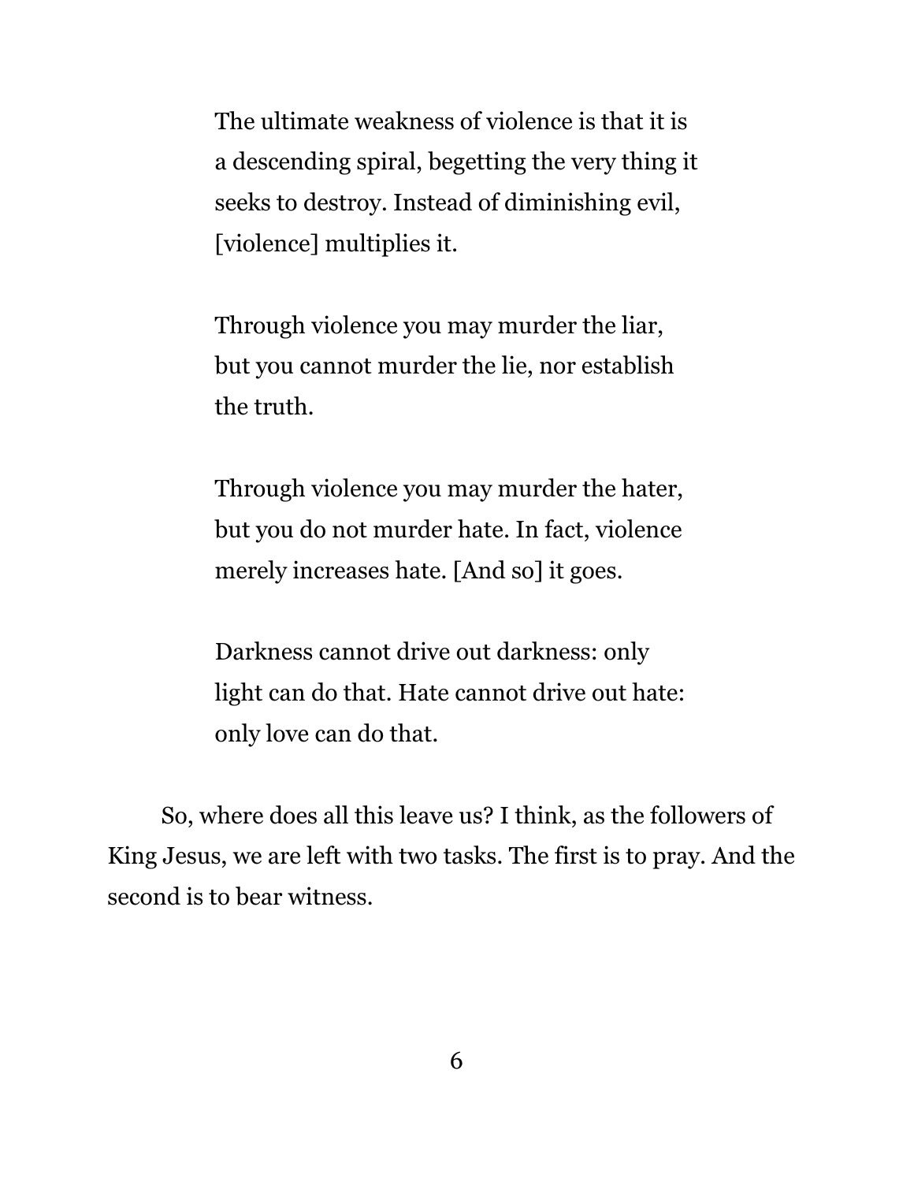> The ultimate weakness of violence is that it is a descending spiral, begetting the very thing it seeks to destroy. Instead of diminishing evil, [violence] multiplies it.
>
> Through violence you may murder the liar, but you cannot murder the lie, nor establish the truth.
>
> Through violence you may murder the hater, but you do not murder hate. In fact, violence merely increases hate. [And so] it goes.
>
> Darkness cannot drive out darkness: only light can do that. Hate cannot drive out hate: only love can do that.

So, where does all this leave us? I think, as the followers of King Jesus, we are left with two tasks. The first is to pray. And the second is to bear witness.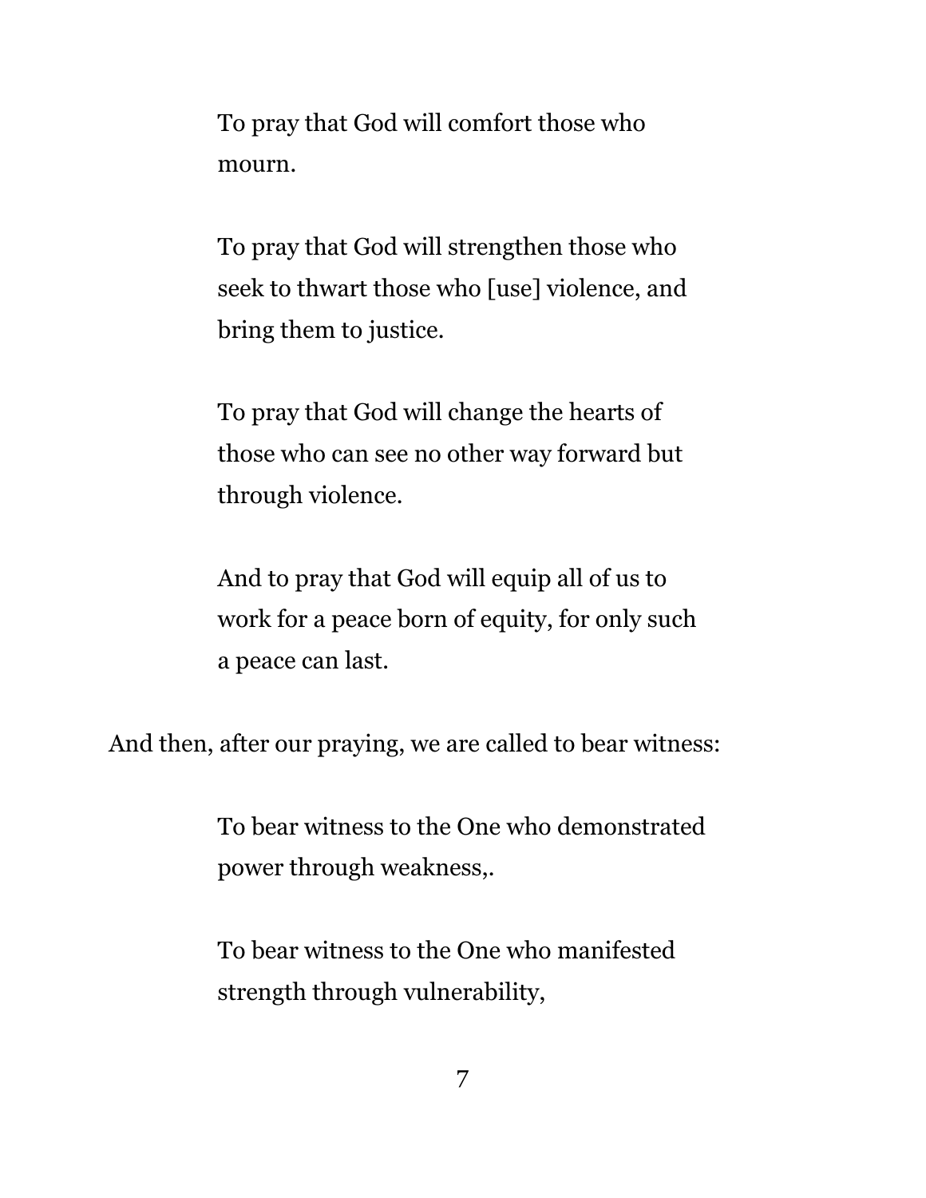> To pray that God will comfort those who mourn.
>
> To pray that God will strengthen those who seek to thwart those who [use] violence, and bring them to justice.
>
> To pray that God will change the hearts of those who can see no other way forward but through violence.
>
> And to pray that God will equip all of us to work for a peace born of equity, for only such a peace can last.

And then, after our praying, we are called to bear witness:

> To bear witness to the One who demonstrated power through weakness,.
>
> To bear witness to the One who manifested strength through vulnerability,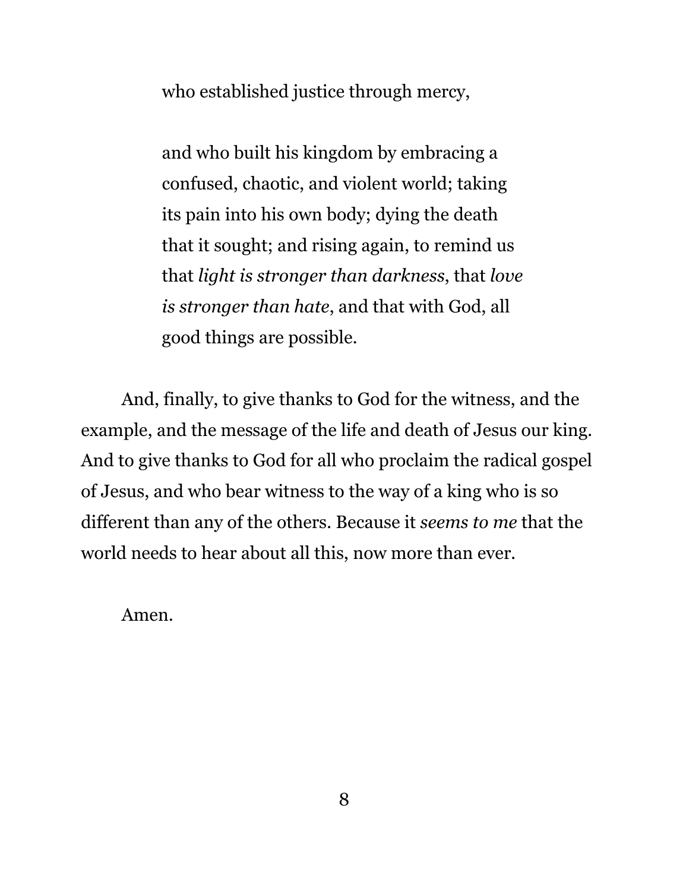> who established justice through mercy,
>
> and who built his kingdom by embracing a confused, chaotic, and violent world; taking its pain into his own body; dying the death that it sought; and rising again, to remind us that *light is stronger than darkness*, that *love is stronger than hate*, and that with God, all good things are possible.

And, finally, to give thanks to God for the witness, and the example, and the message of the life and death of Jesus our king. And to give thanks to God for all who proclaim the radical gospel of Jesus, and who bear witness to the way of a king who is so different than any of the others. Because it *seems to me* that the world needs to hear about all this, now more than ever.

Amen.